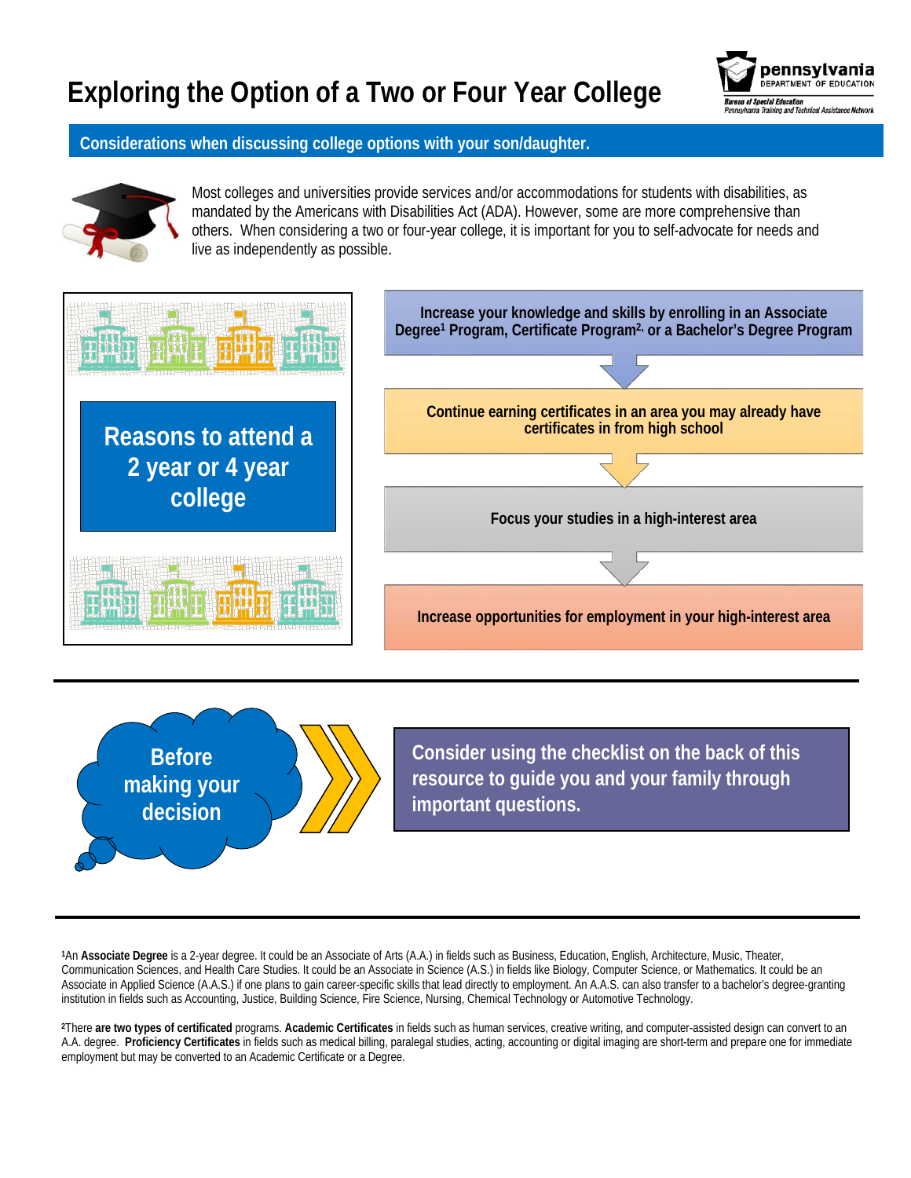# Exploring the Option of a Two or Four Year College

pennsylvania DEPARTMENT OF EDUCATION
*Bureau of Special Education*
*Pennsylvania Training and Technical Assistance Network*

## Considerations when discussing college options with your son/daughter.

Most colleges and universities provide services and/or accommodations for students with disabilities, as mandated by the Americans with Disabilities Act (ADA). However, some are more comprehensive than others. When considering a two or four-year college, it is important for you to self-advocate for needs and live as independently as possible.

## Reasons to attend a 2 year or 4 year college

- **Increase your knowledge and skills by enrolling in an Associate Degree[1] Program, Certificate Program[2], or a Bachelor's Degree Program**
- **Continue earning certificates in an area you may already have certificates in from high school**
- **Focus your studies in a high-interest area**
- **Increase opportunities for employment in your high-interest area**

## Before making your decision

**Consider using the checklist on the back of this resource to guide you and your family through important questions.**

---

[1]An **Associate Degree** is a 2-year degree. It could be an Associate of Arts (A.A.) in fields such as Business, Education, English, Architecture, Music, Theater, Communication Sciences, and Health Care Studies. It could be an Associate in Science (A.S.) in fields like Biology, Computer Science, or Mathematics. It could be an Associate in Applied Science (A.A.S.) if one plans to gain career-specific skills that lead directly to employment. An A.A.S. can also transfer to a bachelor's degree-granting institution in fields such as Accounting, Justice, Building Science, Fire Science, Nursing, Chemical Technology or Automotive Technology.

[2]There **are two types of certificated** programs. **Academic Certificates** in fields such as human services, creative writing, and computer-assisted design can convert to an A.A. degree. **Proficiency Certificates** in fields such as medical billing, paralegal studies, acting, accounting or digital imaging are short-term and prepare one for immediate employment but may be converted to an Academic Certificate or a Degree.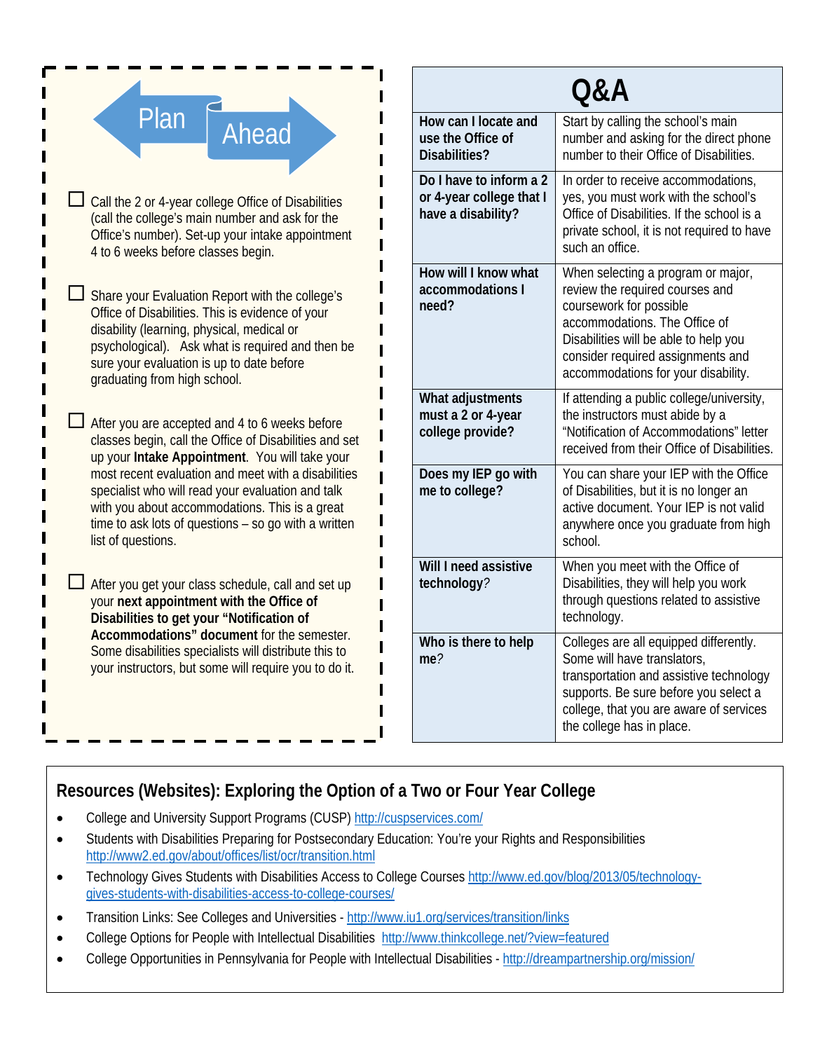## Plan Ahead

- ☐ Call the 2 or 4-year college Office of Disabilities (call the college's main number and ask for the Office's number). Set-up your intake appointment 4 to 6 weeks before classes begin.
- ☐ Share your Evaluation Report with the college's Office of Disabilities. This is evidence of your disability (learning, physical, medical or psychological). Ask what is required and then be sure your evaluation is up to date before graduating from high school.
- ☐ After you are accepted and 4 to 6 weeks before classes begin, call the Office of Disabilities and set up your **Intake Appointment**. You will take your most recent evaluation and meet with a disabilities specialist who will read your evaluation and talk with you about accommodations. This is a great time to ask lots of questions – so go with a written list of questions.
- ☐ After you get your class schedule, call and set up your **next appointment with the Office of Disabilities to get your "Notification of Accommodations" document** for the semester. Some disabilities specialists will distribute this to your instructors, but some will require you to do it.

## Q&A

| | |
|---|---|
| **How can I locate and use the Office of Disabilities?** | Start by calling the school's main number and asking for the direct phone number to their Office of Disabilities. |
| **Do I have to inform a 2 or 4-year college that I have a disability?** | In order to receive accommodations, yes, you must work with the school's Office of Disabilities. If the school is a private school, it is not required to have such an office. |
| **How will I know what accommodations I need?** | When selecting a program or major, review the required courses and coursework for possible accommodations. The Office of Disabilities will be able to help you consider required assignments and accommodations for your disability. |
| **What adjustments must a 2 or 4-year college provide?** | If attending a public college/university, the instructors must abide by a "Notification of Accommodations" letter received from their Office of Disabilities. |
| **Does my IEP go with me to college?** | You can share your IEP with the Office of Disabilities, but it is no longer an active document. Your IEP is not valid anywhere once you graduate from high school. |
| **Will I need assistive technology**? | When you meet with the Office of Disabilities, they will help you work through questions related to assistive technology. |
| **Who is there to help me**? | Colleges are all equipped differently. Some will have translators, transportation and assistive technology supports. Be sure before you select a college, that you are aware of services the college has in place. |

## Resources (Websites): Exploring the Option of a Two or Four Year College

- College and University Support Programs (CUSP) http://cuspservices.com/
- Students with Disabilities Preparing for Postsecondary Education: You're your Rights and Responsibilities http://www2.ed.gov/about/offices/list/ocr/transition.html
- Technology Gives Students with Disabilities Access to College Courses http://www.ed.gov/blog/2013/05/technology-gives-students-with-disabilities-access-to-college-courses/
- Transition Links: See Colleges and Universities - http://www.iu1.org/services/transition/links
- College Options for People with Intellectual Disabilities http://www.thinkcollege.net/?view=featured
- College Opportunities in Pennsylvania for People with Intellectual Disabilities - http://dreampartnership.org/mission/